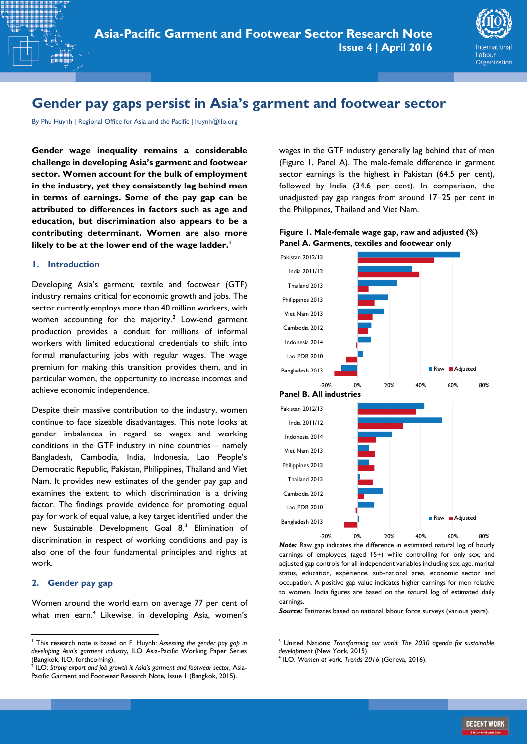# Gender pay gaps persist in Asia's garment and footwear sector

By Phu Huynh | Regional Office for Asia and the Pacific | huynh@ilo.org

**Gender wage inequality remains a considerable challenge in developing Asia's garment and footwear sector. Women account for the bulk of employment in the industry, yet they consistently lag behind men in terms of earnings. Some of the pay gap can be attributed to differences in factors such as age and education, but discrimination also appears to be a contributing determinant. Women are also more likely to be at the lower end of the wage ladder.[1]**

## 1. Introduction

Developing Asia's garment, textile and footwear (GTF) industry remains critical for economic growth and jobs. The sector currently employs more than 40 million workers, with women accounting for the majority.[2] Low-end garment production provides a conduit for millions of informal workers with limited educational credentials to shift into formal manufacturing jobs with regular wages. The wage premium for making this transition provides them, and in particular women, the opportunity to increase incomes and achieve economic independence.

Despite their massive contribution to the industry, women continue to face sizeable disadvantages. This note looks at gender imbalances in regard to wages and working conditions in the GTF industry in nine countries – namely Bangladesh, Cambodia, India, Indonesia, Lao People's Democratic Republic, Pakistan, Philippines, Thailand and Viet Nam. It provides new estimates of the gender pay gap and examines the extent to which discrimination is a driving factor. The findings provide evidence for promoting equal pay for work of equal value, a key target identified under the new Sustainable Development Goal 8.[3] Elimination of discrimination in respect of working conditions and pay is also one of the four fundamental principles and rights at work.

## 2. Gender pay gap

Women around the world earn on average 77 per cent of what men earn.[4] Likewise, in developing Asia, women's wages in the GTF industry generally lag behind that of men (Figure 1, Panel A). The male-female difference in garment sector earnings is the highest in Pakistan (64.5 per cent), followed by India (34.6 per cent). In comparison, the unadjusted pay gap ranges from around 17–25 per cent in the Philippines, Thailand and Viet Nam.

**Figure 1. Male-female wage gap, raw and adjusted (%)**

**Panel A. Garments, textiles and footwear only**

**Panel B. All industries**

***Note:*** Raw gap indicates the difference in estimated natural log of hourly earnings of employees (aged 15+) while controlling for only sex, and adjusted gap controls for all independent variables including sex, age, marital status, education, experience, sub-national area, economic sector and occupation. A positive gap value indicates higher earnings for men relative to women. India figures are based on the natural log of estimated daily earnings.

***Source:*** Estimates based on national labour force surveys (various years).

---

[1] This research note is based on P. Huynh: *Assessing the gender pay gap in developing Asia's garment industry*, ILO Asia-Pacific Working Paper Series (Bangkok, ILO, forthcoming).

[2] ILO: *Strong export and job growth in Asia's garment and footwear sector*, Asia-Pacific Garment and Footwear Research Note, Issue 1 (Bangkok, 2015).

[3] United Nations: *Transforming our world: The 2030 agenda for sustainable development* (New York, 2015).

[4] ILO: *Women at work: Trends 2016* (Geneva, 2016).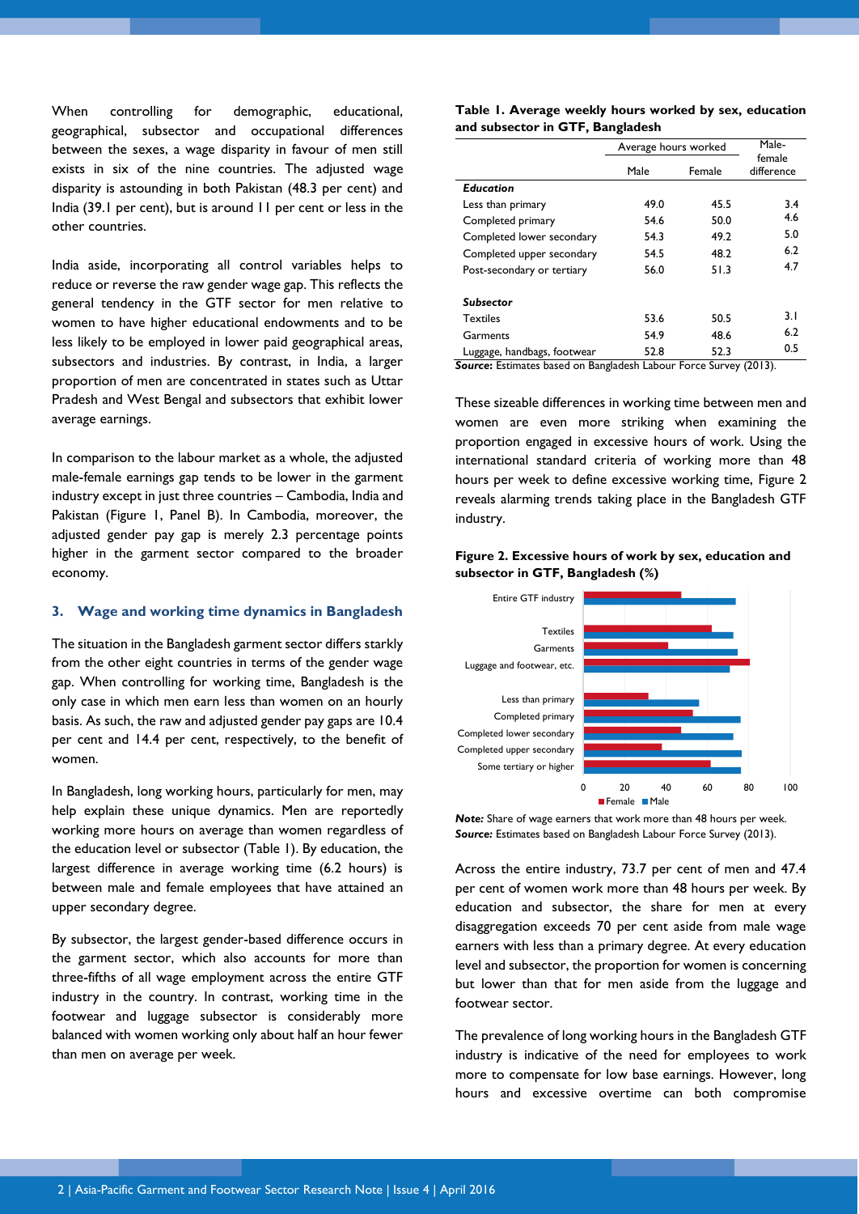When controlling for demographic, educational, geographical, subsector and occupational differences between the sexes, a wage disparity in favour of men still exists in six of the nine countries. The adjusted wage disparity is astounding in both Pakistan (48.3 per cent) and India (39.1 per cent), but is around 11 per cent or less in the other countries.

India aside, incorporating all control variables helps to reduce or reverse the raw gender wage gap. This reflects the general tendency in the GTF sector for men relative to women to have higher educational endowments and to be less likely to be employed in lower paid geographical areas, subsectors and industries. By contrast, in India, a larger proportion of men are concentrated in states such as Uttar Pradesh and West Bengal and subsectors that exhibit lower average earnings.

In comparison to the labour market as a whole, the adjusted male-female earnings gap tends to be lower in the garment industry except in just three countries – Cambodia, India and Pakistan (Figure 1, Panel B). In Cambodia, moreover, the adjusted gender pay gap is merely 2.3 percentage points higher in the garment sector compared to the broader economy.

## 3. Wage and working time dynamics in Bangladesh

The situation in the Bangladesh garment sector differs starkly from the other eight countries in terms of the gender wage gap. When controlling for working time, Bangladesh is the only case in which men earn less than women on an hourly basis. As such, the raw and adjusted gender pay gaps are 10.4 per cent and 14.4 per cent, respectively, to the benefit of women.

In Bangladesh, long working hours, particularly for men, may help explain these unique dynamics. Men are reportedly working more hours on average than women regardless of the education level or subsector (Table 1). By education, the largest difference in average working time (6.2 hours) is between male and female employees that have attained an upper secondary degree.

By subsector, the largest gender-based difference occurs in the garment sector, which also accounts for more than three-fifths of all wage employment across the entire GTF industry in the country. In contrast, working time in the footwear and luggage subsector is considerably more balanced with women working only about half an hour fewer than men on average per week.

**Table 1. Average weekly hours worked by sex, education and subsector in GTF, Bangladesh**

| | Average hours worked | | Male-female difference |
|---|---|---|---|
| | Male | Female | |
| ***Education*** | | | |
| Less than primary | 49.0 | 45.5 | 3.4 |
| Completed primary | 54.6 | 50.0 | 4.6 |
| Completed lower secondary | 54.3 | 49.2 | 5.0 |
| Completed upper secondary | 54.5 | 48.2 | 6.2 |
| Post-secondary or tertiary | 56.0 | 51.3 | 4.7 |
| ***Subsector*** | | | |
| Textiles | 53.6 | 50.5 | 3.1 |
| Garments | 54.9 | 48.6 | 6.2 |
| Luggage, handbags, footwear | 52.8 | 52.3 | 0.5 |

***Source:*** Estimates based on Bangladesh Labour Force Survey (2013).

These sizeable differences in working time between men and women are even more striking when examining the proportion engaged in excessive hours of work. Using the international standard criteria of working more than 48 hours per week to define excessive working time, Figure 2 reveals alarming trends taking place in the Bangladesh GTF industry.

**Figure 2. Excessive hours of work by sex, education and subsector in GTF, Bangladesh (%)**

***Note:*** Share of wage earners that work more than 48 hours per week.
***Source:*** Estimates based on Bangladesh Labour Force Survey (2013).

Across the entire industry, 73.7 per cent of men and 47.4 per cent of women work more than 48 hours per week. By education and subsector, the share for men at every disaggregation exceeds 70 per cent aside from male wage earners with less than a primary degree. At every education level and subsector, the proportion for women is concerning but lower than that for men aside from the luggage and footwear sector.

The prevalence of long working hours in the Bangladesh GTF industry is indicative of the need for employees to work more to compensate for low base earnings. However, long hours and excessive overtime can both compromise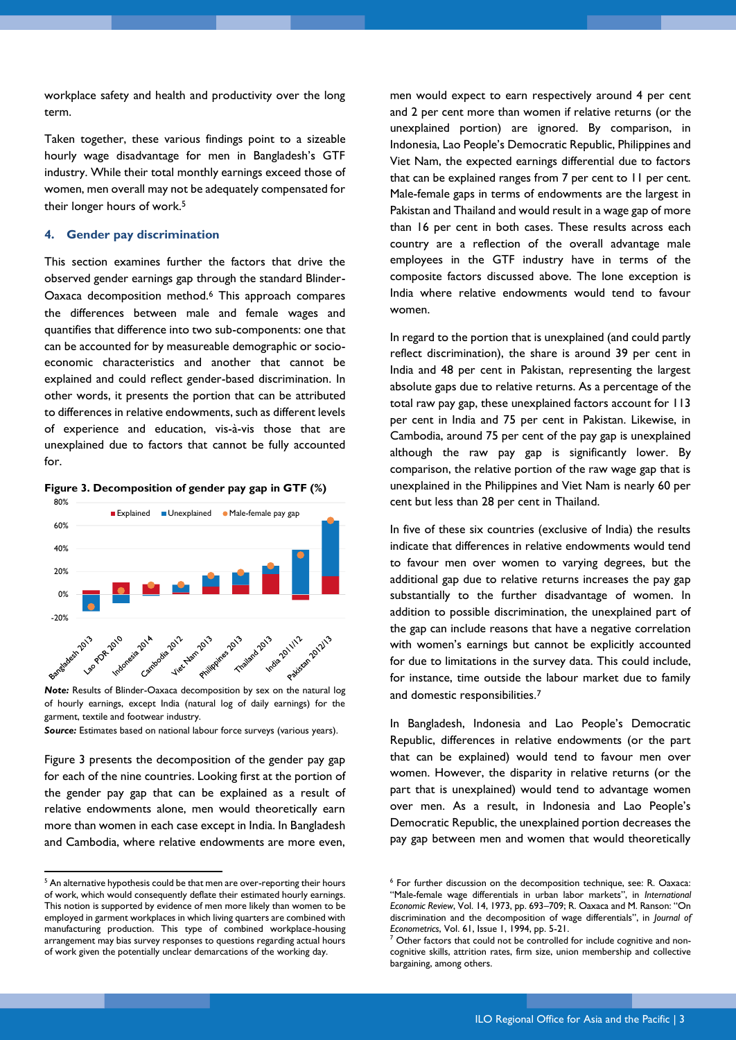workplace safety and health and productivity over the long term.

Taken together, these various findings point to a sizeable hourly wage disadvantage for men in Bangladesh's GTF industry. While their total monthly earnings exceed those of women, men overall may not be adequately compensated for their longer hours of work.[5]

### 4. Gender pay discrimination

This section examines further the factors that drive the observed gender earnings gap through the standard Blinder-Oaxaca decomposition method.[6] This approach compares the differences between male and female wages and quantifies that difference into two sub-components: one that can be accounted for by measureable demographic or socio-economic characteristics and another that cannot be explained and could reflect gender-based discrimination. In other words, it presents the portion that can be attributed to differences in relative endowments, such as different levels of experience and education, vis-à-vis those that are unexplained due to factors that cannot be fully accounted for.

**Figure 3. Decomposition of gender pay gap in GTF (%)**

***Note:*** Results of Blinder-Oaxaca decomposition by sex on the natural log of hourly earnings, except India (natural log of daily earnings) for the garment, textile and footwear industry.

***Source:*** Estimates based on national labour force surveys (various years).

Figure 3 presents the decomposition of the gender pay gap for each of the nine countries. Looking first at the portion of the gender pay gap that can be explained as a result of relative endowments alone, men would theoretically earn more than women in each case except in India. In Bangladesh and Cambodia, where relative endowments are more even, men would expect to earn respectively around 4 per cent and 2 per cent more than women if relative returns (or the unexplained portion) are ignored. By comparison, in Indonesia, Lao People's Democratic Republic, Philippines and Viet Nam, the expected earnings differential due to factors that can be explained ranges from 7 per cent to 11 per cent. Male-female gaps in terms of endowments are the largest in Pakistan and Thailand and would result in a wage gap of more than 16 per cent in both cases. These results across each country are a reflection of the overall advantage male employees in the GTF industry have in terms of the composite factors discussed above. The lone exception is India where relative endowments would tend to favour women.

In regard to the portion that is unexplained (and could partly reflect discrimination), the share is around 39 per cent in India and 48 per cent in Pakistan, representing the largest absolute gaps due to relative returns. As a percentage of the total raw pay gap, these unexplained factors account for 113 per cent in India and 75 per cent in Pakistan. Likewise, in Cambodia, around 75 per cent of the pay gap is unexplained although the raw pay gap is significantly lower. By comparison, the relative portion of the raw wage gap that is unexplained in the Philippines and Viet Nam is nearly 60 per cent but less than 28 per cent in Thailand.

In five of these six countries (exclusive of India) the results indicate that differences in relative endowments would tend to favour men over women to varying degrees, but the additional gap due to relative returns increases the pay gap substantially to the further disadvantage of women. In addition to possible discrimination, the unexplained part of the gap can include reasons that have a negative correlation with women's earnings but cannot be explicitly accounted for due to limitations in the survey data. This could include, for instance, time outside the labour market due to family and domestic responsibilities.[7]

In Bangladesh, Indonesia and Lao People's Democratic Republic, differences in relative endowments (or the part that can be explained) would tend to favour men over women. However, the disparity in relative returns (or the part that is unexplained) would tend to advantage women over men. As a result, in Indonesia and Lao People's Democratic Republic, the unexplained portion decreases the pay gap between men and women that would theoretically

---

[5] An alternative hypothesis could be that men are over-reporting their hours of work, which would consequently deflate their estimated hourly earnings. This notion is supported by evidence of men more likely than women to be employed in garment workplaces in which living quarters are combined with manufacturing production. This type of combined workplace-housing arrangement may bias survey responses to questions regarding actual hours of work given the potentially unclear demarcations of the working day.

[6] For further discussion on the decomposition technique, see: R. Oaxaca: "Male-female wage differentials in urban labor markets", in *International Economic Review*, Vol. 14, 1973, pp. 693–709; R. Oaxaca and M. Ranson: "On discrimination and the decomposition of wage differentials", in *Journal of Econometrics*, Vol. 61, Issue 1, 1994, pp. 5-21.

[7] Other factors that could not be controlled for include cognitive and non-cognitive skills, attrition rates, firm size, union membership and collective bargaining, among others.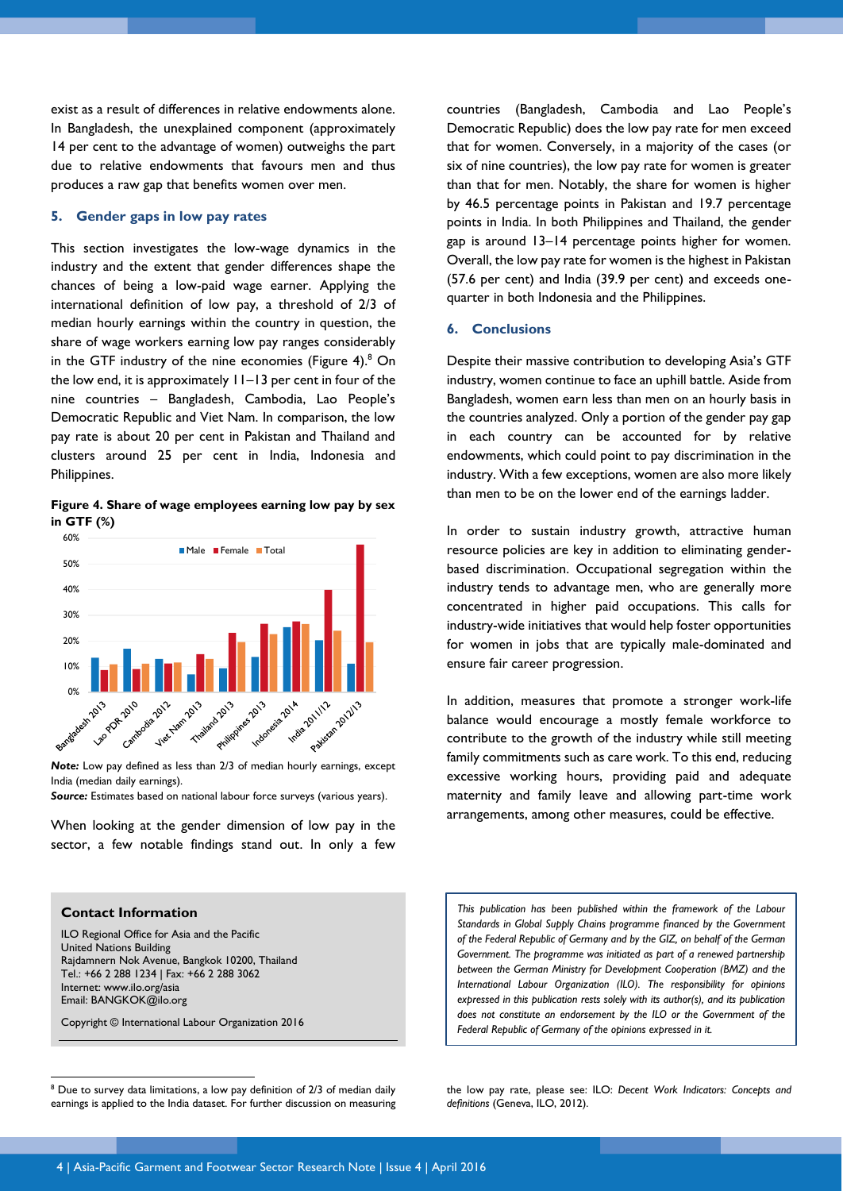exist as a result of differences in relative endowments alone. In Bangladesh, the unexplained component (approximately 14 per cent to the advantage of women) outweighs the part due to relative endowments that favours men and thus produces a raw gap that benefits women over men.

## 5. Gender gaps in low pay rates

This section investigates the low-wage dynamics in the industry and the extent that gender differences shape the chances of being a low-paid wage earner. Applying the international definition of low pay, a threshold of 2/3 of median hourly earnings within the country in question, the share of wage workers earning low pay ranges considerably in the GTF industry of the nine economies (Figure 4).[8] On the low end, it is approximately 11–13 per cent in four of the nine countries – Bangladesh, Cambodia, Lao People's Democratic Republic and Viet Nam. In comparison, the low pay rate is about 20 per cent in Pakistan and Thailand and clusters around 25 per cent in India, Indonesia and Philippines.

**Figure 4. Share of wage employees earning low pay by sex in GTF (%)**

60%
50%
40%
30%
20%
10%
0%

Male | Female | Total

Bangladesh 2013, Lao PDR 2010, Cambodia 2012, Viet Nam 2013, Thailand 2013, Philippines 2013, Indonesia 2014, India 2011/12, Pakistan 2012/13

***Note:*** Low pay defined as less than 2/3 of median hourly earnings, except India (median daily earnings).
***Source:*** Estimates based on national labour force surveys (various years).

When looking at the gender dimension of low pay in the sector, a few notable findings stand out. In only a few countries (Bangladesh, Cambodia and Lao People's Democratic Republic) does the low pay rate for men exceed that for women. Conversely, in a majority of the cases (or six of nine countries), the low pay rate for women is greater than that for men. Notably, the share for women is higher by 46.5 percentage points in Pakistan and 19.7 percentage points in India. In both Philippines and Thailand, the gender gap is around 13–14 percentage points higher for women. Overall, the low pay rate for women is the highest in Pakistan (57.6 per cent) and India (39.9 per cent) and exceeds one-quarter in both Indonesia and the Philippines.

## 6. Conclusions

Despite their massive contribution to developing Asia's GTF industry, women continue to face an uphill battle. Aside from Bangladesh, women earn less than men on an hourly basis in the countries analyzed. Only a portion of the gender pay gap in each country can be accounted for by relative endowments, which could point to pay discrimination in the industry. With a few exceptions, women are also more likely than men to be on the lower end of the earnings ladder.

In order to sustain industry growth, attractive human resource policies are key in addition to eliminating gender-based discrimination. Occupational segregation within the industry tends to advantage men, who are generally more concentrated in higher paid occupations. This calls for industry-wide initiatives that would help foster opportunities for women in jobs that are typically male-dominated and ensure fair career progression.

In addition, measures that promote a stronger work-life balance would encourage a mostly female workforce to contribute to the growth of the industry while still meeting family commitments such as care work. To this end, reducing excessive working hours, providing paid and adequate maternity and family leave and allowing part-time work arrangements, among other measures, could be effective.

### Contact Information

ILO Regional Office for Asia and the Pacific
United Nations Building
Rajdamnern Nok Avenue, Bangkok 10200, Thailand
Tel.: +66 2 288 1234 | Fax: +66 2 288 3062
Internet: www.ilo.org/asia
Email: BANGKOK@ilo.org

Copyright © International Labour Organization 2016

*This publication has been published within the framework of the Labour Standards in Global Supply Chains programme financed by the Government of the Federal Republic of Germany and by the GIZ, on behalf of the German Government. The programme was initiated as part of a renewed partnership between the German Ministry for Development Cooperation (BMZ) and the International Labour Organization (ILO). The responsibility for opinions expressed in this publication rests solely with its author(s), and its publication does not constitute an endorsement by the ILO or the Government of the Federal Republic of Germany of the opinions expressed in it.*

[8] Due to survey data limitations, a low pay definition of 2/3 of median daily earnings is applied to the India dataset. For further discussion on measuring the low pay rate, please see: ILO: *Decent Work Indicators: Concepts and definitions* (Geneva, ILO, 2012).